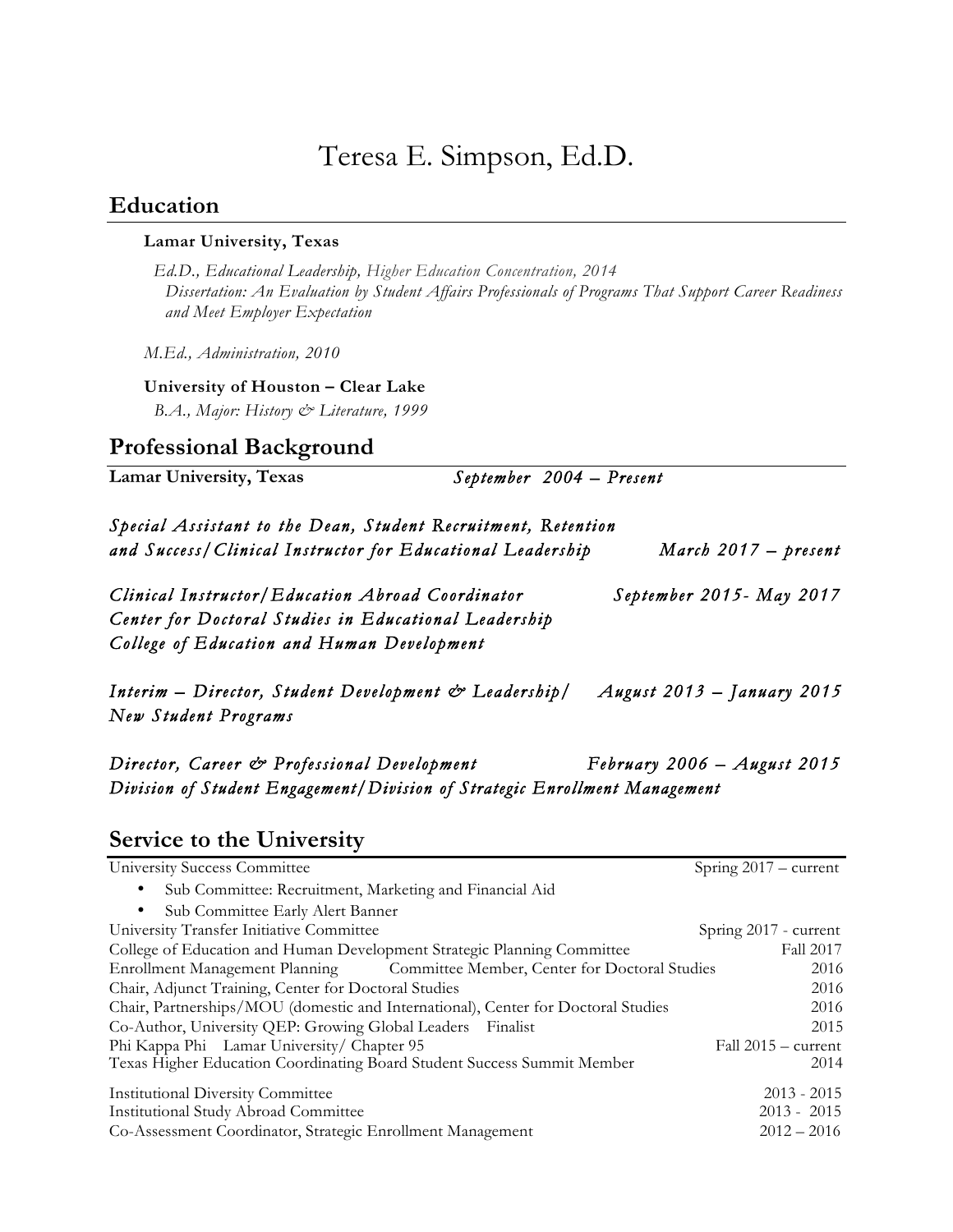# Teresa E. Simpson, Ed.D.

## Education

**Lamar University, Texas**

*Ed.D., Educational Leadership, Higher Education Concentration, 2014*
*Dissertation: An Evaluation by Student Affairs Professionals of Programs That Support Career Readiness and Meet Employer Expectation*

*M.Ed., Administration, 2010*

**University of Houston – Clear Lake**
*B.A., Major: History & Literature, 1999*

## Professional Background

**Lamar University, Texas** *September 2004 – Present*

*Special Assistant to the Dean, Student Recruitment, Retention and Success/Clinical Instructor for Educational Leadership* *March 2017 – present*

*Clinical Instructor/Education Abroad Coordinator* *September 2015- May 2017*
*Center for Doctoral Studies in Educational Leadership*
*College of Education and Human Development*

*Interim – Director, Student Development & Leadership/ New Student Programs* *August 2013 – January 2015*

*Director, Career & Professional Development* *February 2006 – August 2015*
*Division of Student Engagement/Division of Strategic Enrollment Management*

## Service to the University

University Success Committee — Spring 2017 – current
- Sub Committee: Recruitment, Marketing and Financial Aid
- Sub Committee Early Alert Banner

University Transfer Initiative Committee — Spring 2017 - current
College of Education and Human Development Strategic Planning Committee — Fall 2017
Enrollment Management Planning Committee Member, Center for Doctoral Studies — 2016
Chair, Adjunct Training, Center for Doctoral Studies — 2016
Chair, Partnerships/MOU (domestic and International), Center for Doctoral Studies — 2016
Co-Author, University QEP: Growing Global Leaders Finalist — 2015
Phi Kappa Phi Lamar University/ Chapter 95 — Fall 2015 – current
Texas Higher Education Coordinating Board Student Success Summit Member — 2014

Institutional Diversity Committee — 2013 - 2015
Institutional Study Abroad Committee — 2013 - 2015
Co-Assessment Coordinator, Strategic Enrollment Management — 2012 – 2016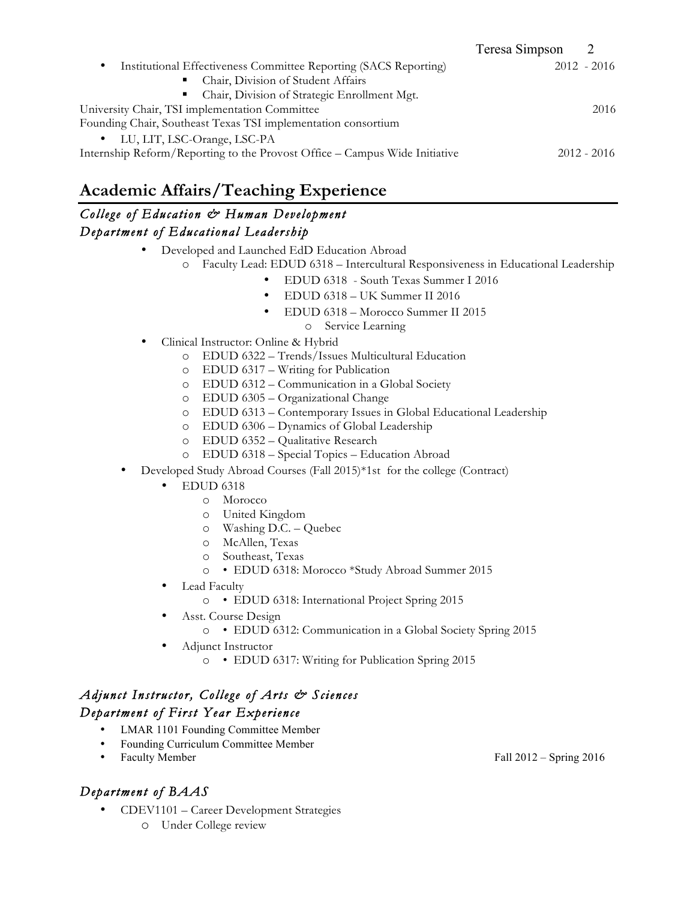- Institutional Effectiveness Committee Reporting (SACS Reporting) 2012 - 2016
  - Chair, Division of Student Affairs
  - Chair, Division of Strategic Enrollment Mgt.

University Chair, TSI implementation Committee 2016

Founding Chair, Southeast Texas TSI implementation consortium

- LU, LIT, LSC-Orange, LSC-PA

Internship Reform/Reporting to the Provost Office – Campus Wide Initiative 2012 - 2016

## Academic Affairs/Teaching Experience

### *College of Education & Human Development*
### *Department of Educational Leadership*

- Developed and Launched EdD Education Abroad
  - Faculty Lead: EDUD 6318 – Intercultural Responsiveness in Educational Leadership
    - EDUD 6318 - South Texas Summer I 2016
    - EDUD 6318 – UK Summer II 2016
    - EDUD 6318 – Morocco Summer II 2015
      - Service Learning
- Clinical Instructor: Online & Hybrid
  - EDUD 6322 – Trends/Issues Multicultural Education
  - EDUD 6317 – Writing for Publication
  - EDUD 6312 – Communication in a Global Society
  - EDUD 6305 – Organizational Change
  - EDUD 6313 – Contemporary Issues in Global Educational Leadership
  - EDUD 6306 – Dynamics of Global Leadership
  - EDUD 6352 – Qualitative Research
  - EDUD 6318 – Special Topics – Education Abroad
- Developed Study Abroad Courses (Fall 2015)*1st for the college (Contract)
  - EDUD 6318
    - Morocco
    - United Kingdom
    - Washing D.C. – Quebec
    - McAllen, Texas
    - Southeast, Texas
    - • EDUD 6318: Morocco *Study Abroad Summer 2015
  - Lead Faculty
    - • EDUD 6318: International Project Spring 2015
  - Asst. Course Design
    - • EDUD 6312: Communication in a Global Society Spring 2015
  - Adjunct Instructor
    - • EDUD 6317: Writing for Publication Spring 2015

### *Adjunct Instructor, College of Arts & Sciences*
### *Department of First Year Experience*

- LMAR 1101 Founding Committee Member
- Founding Curriculum Committee Member
- Faculty Member Fall 2012 – Spring 2016

### *Department of BAAS*

- CDEV1101 – Career Development Strategies
  - Under College review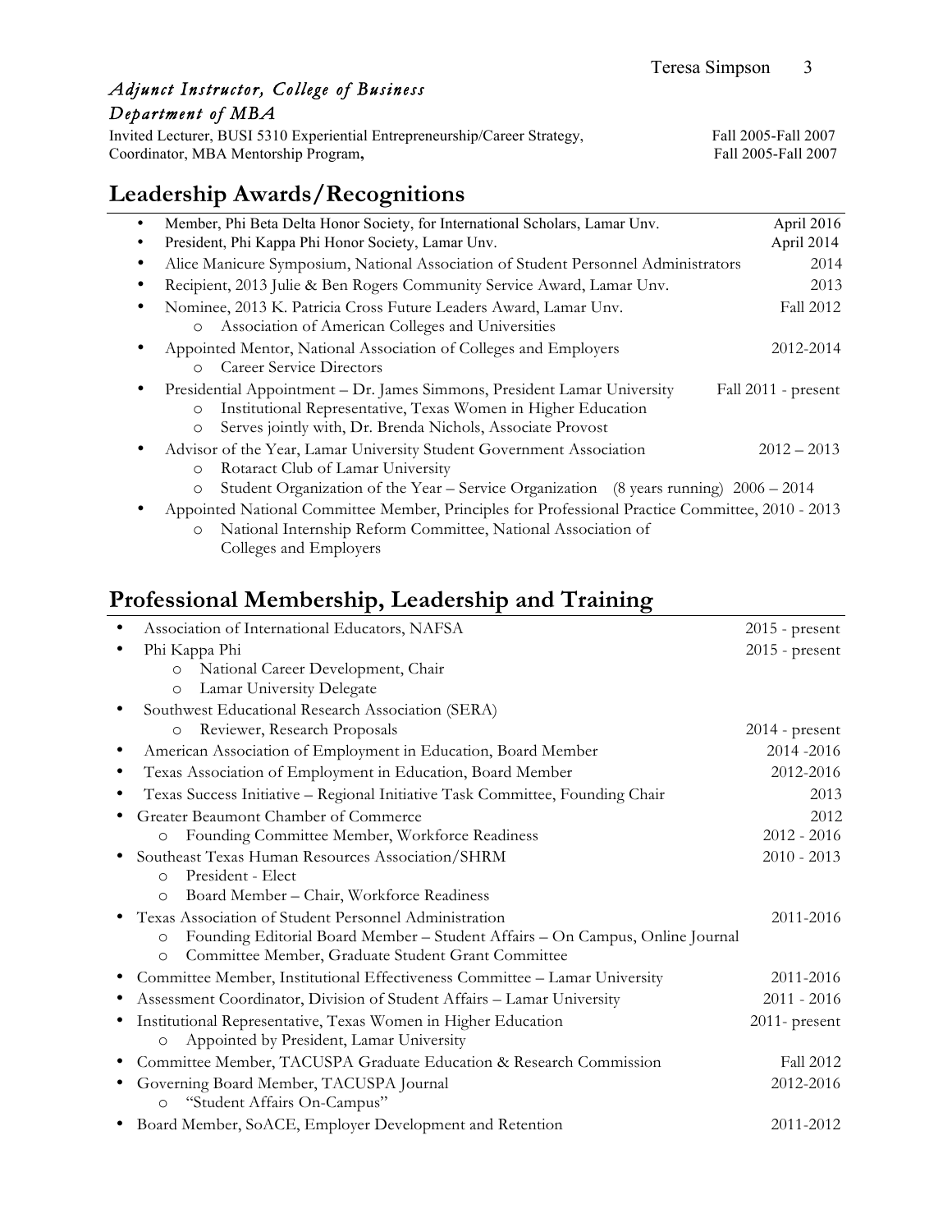*Adjunct Instructor, College of Business*

*Department of MBA*

Invited Lecturer, BUSI 5310 Experiential Entrepreneurship/Career Strategy, Fall 2005-Fall 2007

Coordinator, MBA Mentorship Program, Fall 2005-Fall 2007

## Leadership Awards/Recognitions

- Member, Phi Beta Delta Honor Society, for International Scholars, Lamar Unv. April 2016
- President, Phi Kappa Phi Honor Society, Lamar Unv. April 2014
- Alice Manicure Symposium, National Association of Student Personnel Administrators 2014
- Recipient, 2013 Julie & Ben Rogers Community Service Award, Lamar Unv. 2013
- Nominee, 2013 K. Patricia Cross Future Leaders Award, Lamar Unv. Fall 2012
  - Association of American Colleges and Universities
- Appointed Mentor, National Association of Colleges and Employers 2012-2014
  - Career Service Directors
- Presidential Appointment – Dr. James Simmons, President Lamar University Fall 2011 - present
  - Institutional Representative, Texas Women in Higher Education
  - Serves jointly with, Dr. Brenda Nichols, Associate Provost
- Advisor of the Year, Lamar University Student Government Association 2012 – 2013
  - Rotaract Club of Lamar University
  - Student Organization of the Year – Service Organization (8 years running) 2006 – 2014
- Appointed National Committee Member, Principles for Professional Practice Committee, 2010 - 2013
  - National Internship Reform Committee, National Association of Colleges and Employers

## Professional Membership, Leadership and Training

- Association of International Educators, NAFSA 2015 - present
- Phi Kappa Phi 2015 - present
  - National Career Development, Chair
  - Lamar University Delegate
- Southwest Educational Research Association (SERA)
  - Reviewer, Research Proposals 2014 - present
- American Association of Employment in Education, Board Member 2014 -2016
- Texas Association of Employment in Education, Board Member 2012-2016
- Texas Success Initiative – Regional Initiative Task Committee, Founding Chair 2013
- Greater Beaumont Chamber of Commerce 2012
  - Founding Committee Member, Workforce Readiness 2012 - 2016
- Southeast Texas Human Resources Association/SHRM 2010 - 2013
  - President - Elect
  - Board Member – Chair, Workforce Readiness
- Texas Association of Student Personnel Administration 2011-2016
  - Founding Editorial Board Member – Student Affairs – On Campus, Online Journal
  - Committee Member, Graduate Student Grant Committee
- Committee Member, Institutional Effectiveness Committee – Lamar University 2011-2016
- Assessment Coordinator, Division of Student Affairs – Lamar University 2011 - 2016
- Institutional Representative, Texas Women in Higher Education 2011- present
  - Appointed by President, Lamar University
- Committee Member, TACUSPA Graduate Education & Research Commission Fall 2012
- Governing Board Member, TACUSPA Journal 2012-2016
  - "Student Affairs On-Campus"
- Board Member, SoACE, Employer Development and Retention 2011-2012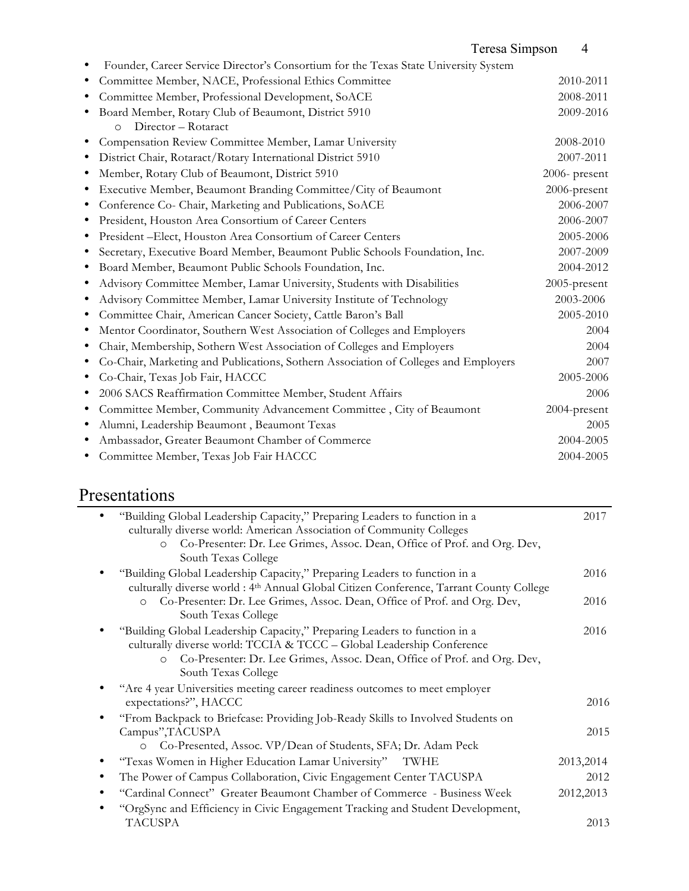- Founder, Career Service Director's Consortium for the Texas State University System
- Committee Member, NACE, Professional Ethics Committee 2010-2011
- Committee Member, Professional Development, SoACE 2008-2011
- Board Member, Rotary Club of Beaumont, District 5910 2009-2016
  - Director – Rotaract
- Compensation Review Committee Member, Lamar University 2008-2010
- District Chair, Rotaract/Rotary International District 5910 2007-2011
- Member, Rotary Club of Beaumont, District 5910 2006- present
- Executive Member, Beaumont Branding Committee/City of Beaumont 2006-present
- Conference Co- Chair, Marketing and Publications, SoACE 2006-2007
- President, Houston Area Consortium of Career Centers 2006-2007
- President –Elect, Houston Area Consortium of Career Centers 2005-2006
- Secretary, Executive Board Member, Beaumont Public Schools Foundation, Inc. 2007-2009
- Board Member, Beaumont Public Schools Foundation, Inc. 2004-2012
- Advisory Committee Member, Lamar University, Students with Disabilities 2005-present
- Advisory Committee Member, Lamar University Institute of Technology 2003-2006
- Committee Chair, American Cancer Society, Cattle Baron's Ball 2005-2010
- Mentor Coordinator, Southern West Association of Colleges and Employers 2004
- Chair, Membership, Sothern West Association of Colleges and Employers 2004
- Co-Chair, Marketing and Publications, Sothern Association of Colleges and Employers 2007
- Co-Chair, Texas Job Fair, HACCC 2005-2006
- 2006 SACS Reaffirmation Committee Member, Student Affairs 2006
- Committee Member, Community Advancement Committee , City of Beaumont 2004-present
- Alumni, Leadership Beaumont , Beaumont Texas 2005
- Ambassador, Greater Beaumont Chamber of Commerce 2004-2005
- Committee Member, Texas Job Fair HACCC 2004-2005

# Presentations

- "Building Global Leadership Capacity," Preparing Leaders to function in a culturally diverse world: American Association of Community Colleges 2017
  - Co-Presenter: Dr. Lee Grimes, Assoc. Dean, Office of Prof. and Org. Dev, South Texas College
- "Building Global Leadership Capacity," Preparing Leaders to function in a culturally diverse world : 4th Annual Global Citizen Conference, Tarrant County College 2016
  - Co-Presenter: Dr. Lee Grimes, Assoc. Dean, Office of Prof. and Org. Dev, South Texas College 2016
- "Building Global Leadership Capacity," Preparing Leaders to function in a culturally diverse world: TCCIA & TCCC – Global Leadership Conference 2016
  - Co-Presenter: Dr. Lee Grimes, Assoc. Dean, Office of Prof. and Org. Dev, South Texas College
- "Are 4 year Universities meeting career readiness outcomes to meet employer expectations?", HACCC 2016
- "From Backpack to Briefcase: Providing Job-Ready Skills to Involved Students on Campus",TACUSPA 2015
  - Co-Presented, Assoc. VP/Dean of Students, SFA; Dr. Adam Peck
- "Texas Women in Higher Education Lamar University" TWHE 2013,2014
- The Power of Campus Collaboration, Civic Engagement Center TACUSPA 2012
- "Cardinal Connect" Greater Beaumont Chamber of Commerce - Business Week 2012,2013
- "OrgSync and Efficiency in Civic Engagement Tracking and Student Development, TACUSPA 2013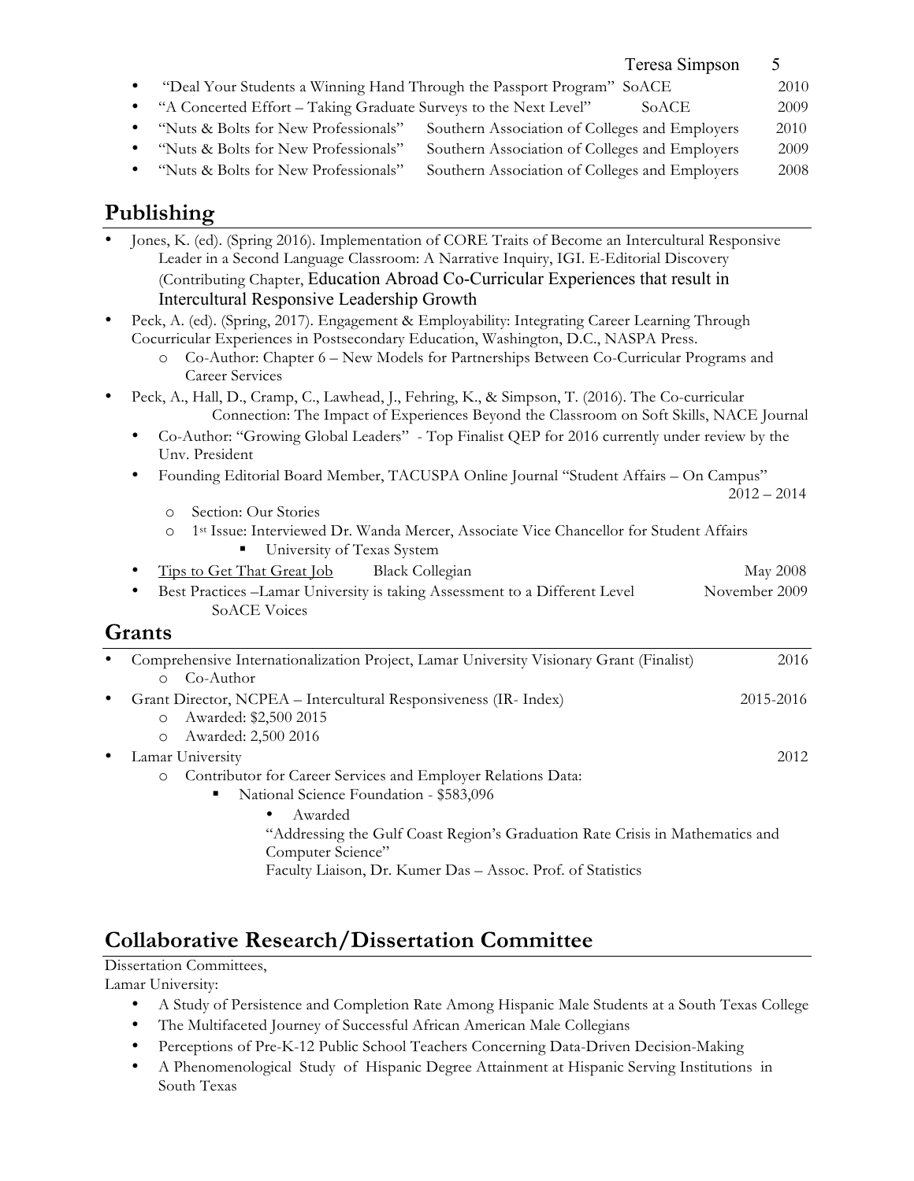- "Deal Your Students a Winning Hand Through the Passport Program" SoACE 2010
- "A Concerted Effort – Taking Graduate Surveys to the Next Level" SoACE 2009
- "Nuts & Bolts for New Professionals" Southern Association of Colleges and Employers 2010
- "Nuts & Bolts for New Professionals" Southern Association of Colleges and Employers 2009
- "Nuts & Bolts for New Professionals" Southern Association of Colleges and Employers 2008

## Publishing

- Jones, K. (ed). (Spring 2016). Implementation of CORE Traits of Become an Intercultural Responsive Leader in a Second Language Classroom: A Narrative Inquiry, IGI. E-Editorial Discovery (Contributing Chapter, Education Abroad Co-Curricular Experiences that result in Intercultural Responsive Leadership Growth
- Peck, A. (ed). (Spring, 2017). Engagement & Employability: Integrating Career Learning Through Cocurricular Experiences in Postsecondary Education, Washington, D.C., NASPA Press.
  - Co-Author: Chapter 6 – New Models for Partnerships Between Co-Curricular Programs and Career Services
- Peck, A., Hall, D., Cramp, C., Lawhead, J., Fehring, K., & Simpson, T. (2016). The Co-curricular Connection: The Impact of Experiences Beyond the Classroom on Soft Skills, NACE Journal
  - Co-Author: "Growing Global Leaders" - Top Finalist QEP for 2016 currently under review by the Unv. President
  - Founding Editorial Board Member, TACUSPA Online Journal "Student Affairs – On Campus" 2012 – 2014
    - Section: Our Stories
    - 1st Issue: Interviewed Dr. Wanda Mercer, Associate Vice Chancellor for Student Affairs
      - University of Texas System
  - Tips to Get That Great Job Black Collegian May 2008
  - Best Practices –Lamar University is taking Assessment to a Different Level SoACE Voices November 2009

## Grants

- Comprehensive Internationalization Project, Lamar University Visionary Grant (Finalist) 2016
  - Co-Author
- Grant Director, NCPEA – Intercultural Responsiveness (IR- Index) 2015-2016
  - Awarded: $2,500 2015
  - Awarded: 2,500 2016
- Lamar University 2012
  - Contributor for Career Services and Employer Relations Data:
    - National Science Foundation - $583,096
      - Awarded

        "Addressing the Gulf Coast Region's Graduation Rate Crisis in Mathematics and Computer Science"

        Faculty Liaison, Dr. Kumer Das – Assoc. Prof. of Statistics

## Collaborative Research/Dissertation Committee

Dissertation Committees,
Lamar University:

- A Study of Persistence and Completion Rate Among Hispanic Male Students at a South Texas College
- The Multifaceted Journey of Successful African American Male Collegians
- Perceptions of Pre-K-12 Public School Teachers Concerning Data-Driven Decision-Making
- A Phenomenological Study of Hispanic Degree Attainment at Hispanic Serving Institutions in South Texas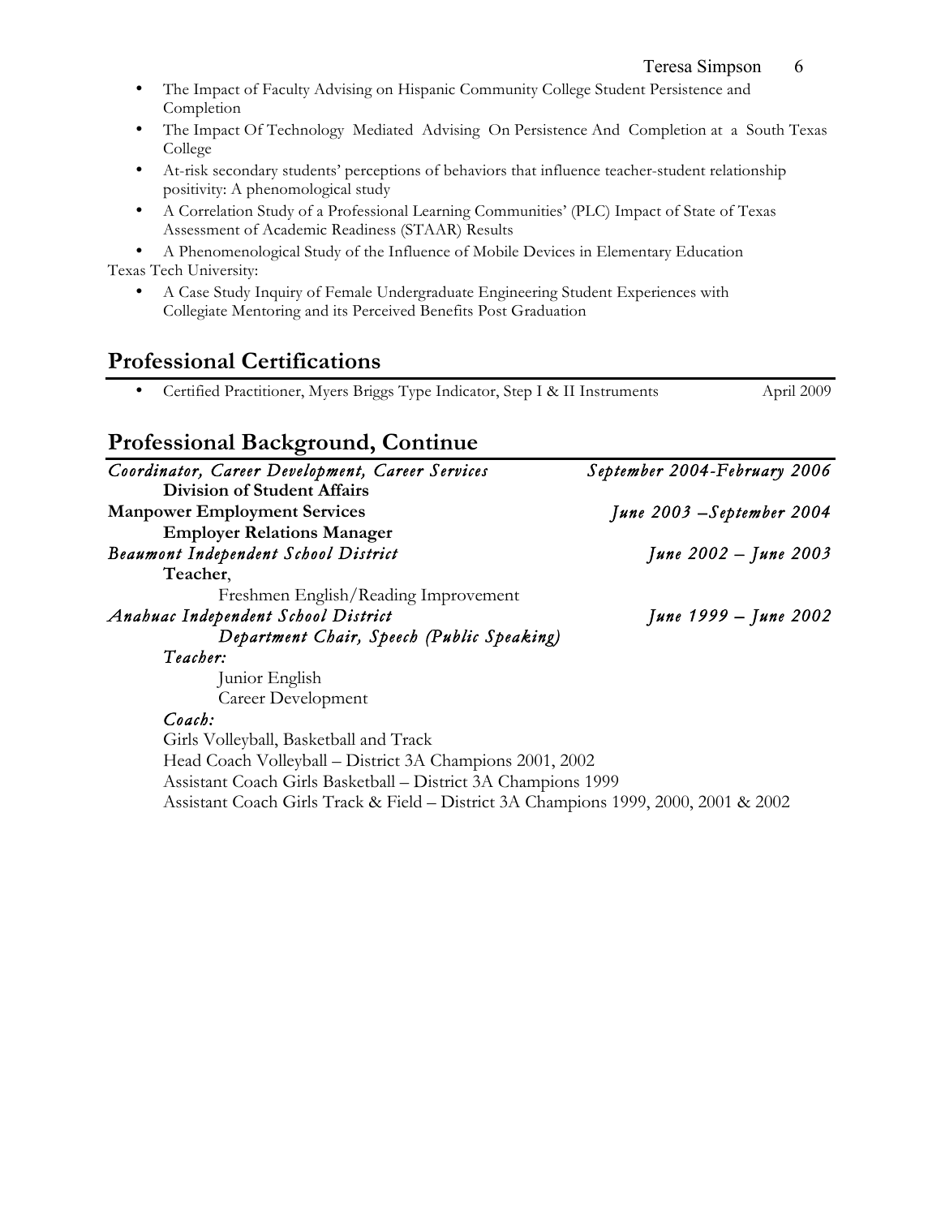- The Impact of Faculty Advising on Hispanic Community College Student Persistence and Completion
- The Impact Of Technology Mediated Advising On Persistence And Completion at a South Texas College
- At-risk secondary students' perceptions of behaviors that influence teacher-student relationship positivity: A phenomological study
- A Correlation Study of a Professional Learning Communities' (PLC) Impact of State of Texas Assessment of Academic Readiness (STAAR) Results
- A Phenomenological Study of the Influence of Mobile Devices in Elementary Education

Texas Tech University:

- A Case Study Inquiry of Female Undergraduate Engineering Student Experiences with Collegiate Mentoring and its Perceived Benefits Post Graduation

## Professional Certifications

- Certified Practitioner, Myers Briggs Type Indicator, Step I & II Instruments — April 2009

## Professional Background, Continue

*Coordinator, Career Development, Career Services* — *September 2004-February 2006*
**Division of Student Affairs**

**Manpower Employment Services** — *June 2003 –September 2004*
**Employer Relations Manager**

*Beaumont Independent School District* — *June 2002 – June 2003*
**Teacher**,
Freshmen English/Reading Improvement

*Anahuac Independent School District* — *June 1999 – June 2002*
*Department Chair, Speech (Public Speaking)*
*Teacher:*
Junior English
Career Development
*Coach:*
Girls Volleyball, Basketball and Track
Head Coach Volleyball – District 3A Champions 2001, 2002
Assistant Coach Girls Basketball – District 3A Champions 1999
Assistant Coach Girls Track & Field – District 3A Champions 1999, 2000, 2001 & 2002